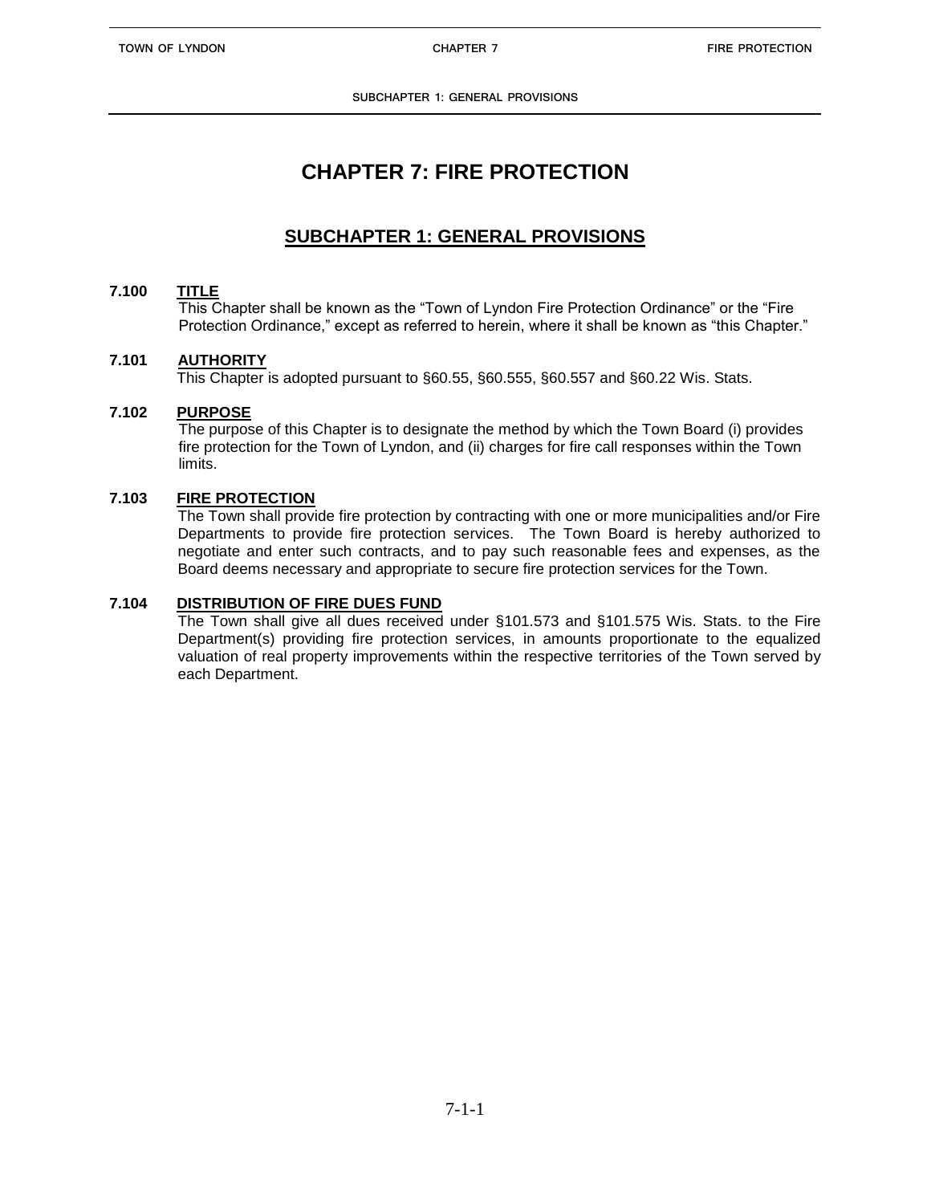# CHAPTER 7: FIRE PROTECTION

## SUBCHAPTER 1: GENERAL PROVISIONS

### 7.100 TITLE

This Chapter shall be known as the "Town of Lyndon Fire Protection Ordinance" or the "Fire Protection Ordinance," except as referred to herein, where it shall be known as "this Chapter."

### 7.101 AUTHORITY

This Chapter is adopted pursuant to §60.55, §60.555, §60.557 and §60.22 Wis. Stats.

### 7.102 PURPOSE

The purpose of this Chapter is to designate the method by which the Town Board (i) provides fire protection for the Town of Lyndon, and (ii) charges for fire call responses within the Town limits.

### 7.103 FIRE PROTECTION

The Town shall provide fire protection by contracting with one or more municipalities and/or Fire Departments to provide fire protection services. The Town Board is hereby authorized to negotiate and enter such contracts, and to pay such reasonable fees and expenses, as the Board deems necessary and appropriate to secure fire protection services for the Town.

### 7.104 DISTRIBUTION OF FIRE DUES FUND

The Town shall give all dues received under §101.573 and §101.575 Wis. Stats. to the Fire Department(s) providing fire protection services, in amounts proportionate to the equalized valuation of real property improvements within the respective territories of the Town served by each Department.